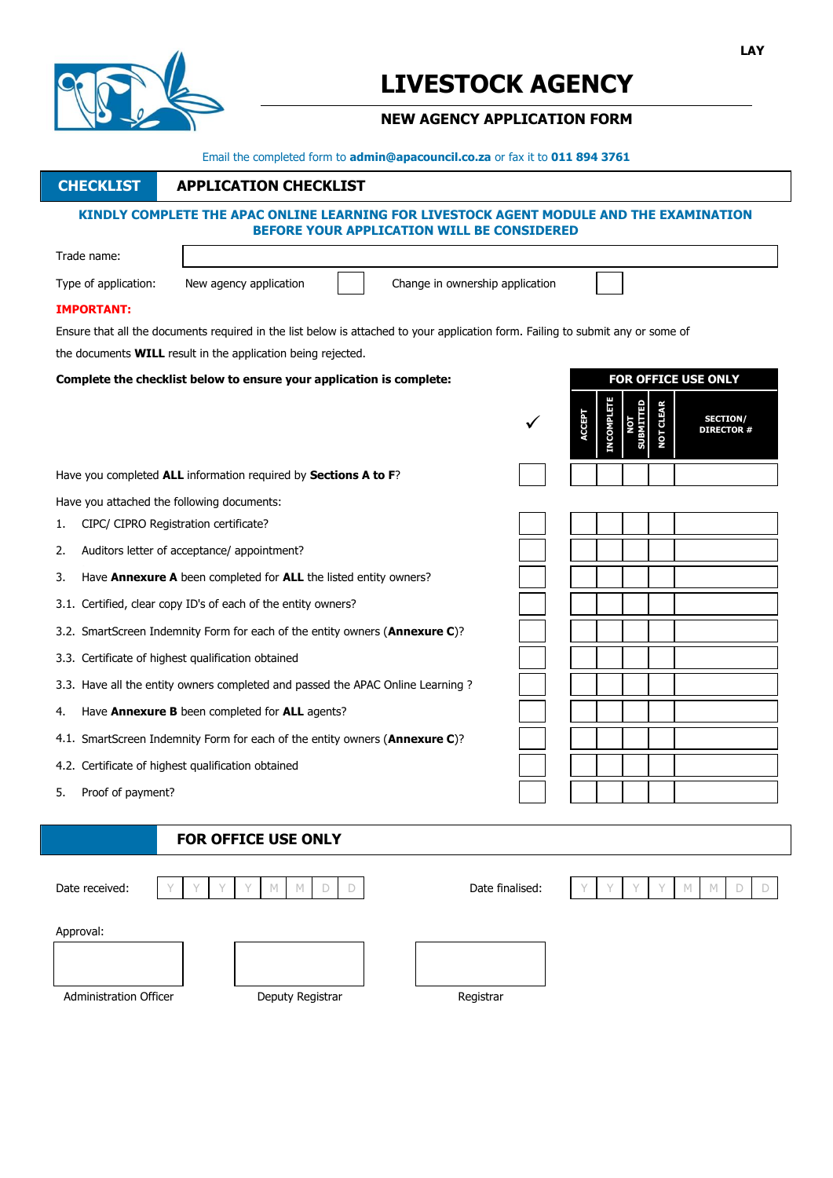LAY

# LIVESTOCK AGENCY

## NEW AGENCY APPLICATION FORM

Email the completed form to **admin@apacouncil.co.za** or fax it to **011 894 3761**

| CHECKLIST | APPLICATION CHECKLIST |
|---|---|

**KINDLY COMPLETE THE APAC ONLINE LEARNING FOR LIVESTOCK AGENT MODULE AND THE EXAMINATION BEFORE YOUR APPLICATION WILL BE CONSIDERED**

Trade name: 

Type of application: New agency application ☐ Change in ownership application ☐

**IMPORTANT:**

Ensure that all the documents required in the list below is attached to your application form. Failing to submit any or some of the documents **WILL** result in the application being rejected.

**Complete the checklist below to ensure your application is complete:**

| | ✓ | FOR OFFICE USE ONLY | | | | |
|---|---|---|---|---|---|---|
| | | ACCEPT | INCOMPLETE | NOT SUBMITTED | NOT CLEAR | SECTION/ DIRECTOR # |
| Have you completed **ALL** information required by **Sections A to F**? | | | | | | |
| Have you attached the following documents: | | | | | | |
| 1. CIPC/ CIPRO Registration certificate? | | | | | | |
| 2. Auditors letter of acceptance/ appointment? | | | | | | |
| 3. Have **Annexure A** been completed for **ALL** the listed entity owners? | | | | | | |
| 3.1. Certified, clear copy ID's of each of the entity owners? | | | | | | |
| 3.2. SmartScreen Indemnity Form for each of the entity owners (**Annexure C**)? | | | | | | |
| 3.3. Certificate of highest qualification obtained | | | | | | |
| 3.3. Have all the entity owners completed and passed the APAC Online Learning ? | | | | | | |
| 4. Have **Annexure B** been completed for **ALL** agents? | | | | | | |
| 4.1. SmartScreen Indemnity Form for each of the entity owners (**Annexure C**)? | | | | | | |
| 4.2. Certificate of highest qualification obtained | | | | | | |
| 5. Proof of payment? | | | | | | |

## FOR OFFICE USE ONLY

Date received: Y Y Y Y M M D D

Date finalised: Y Y Y Y M M D D

Approval:

| Administration Officer | Deputy Registrar | Registrar |
|---|---|---|
| | | |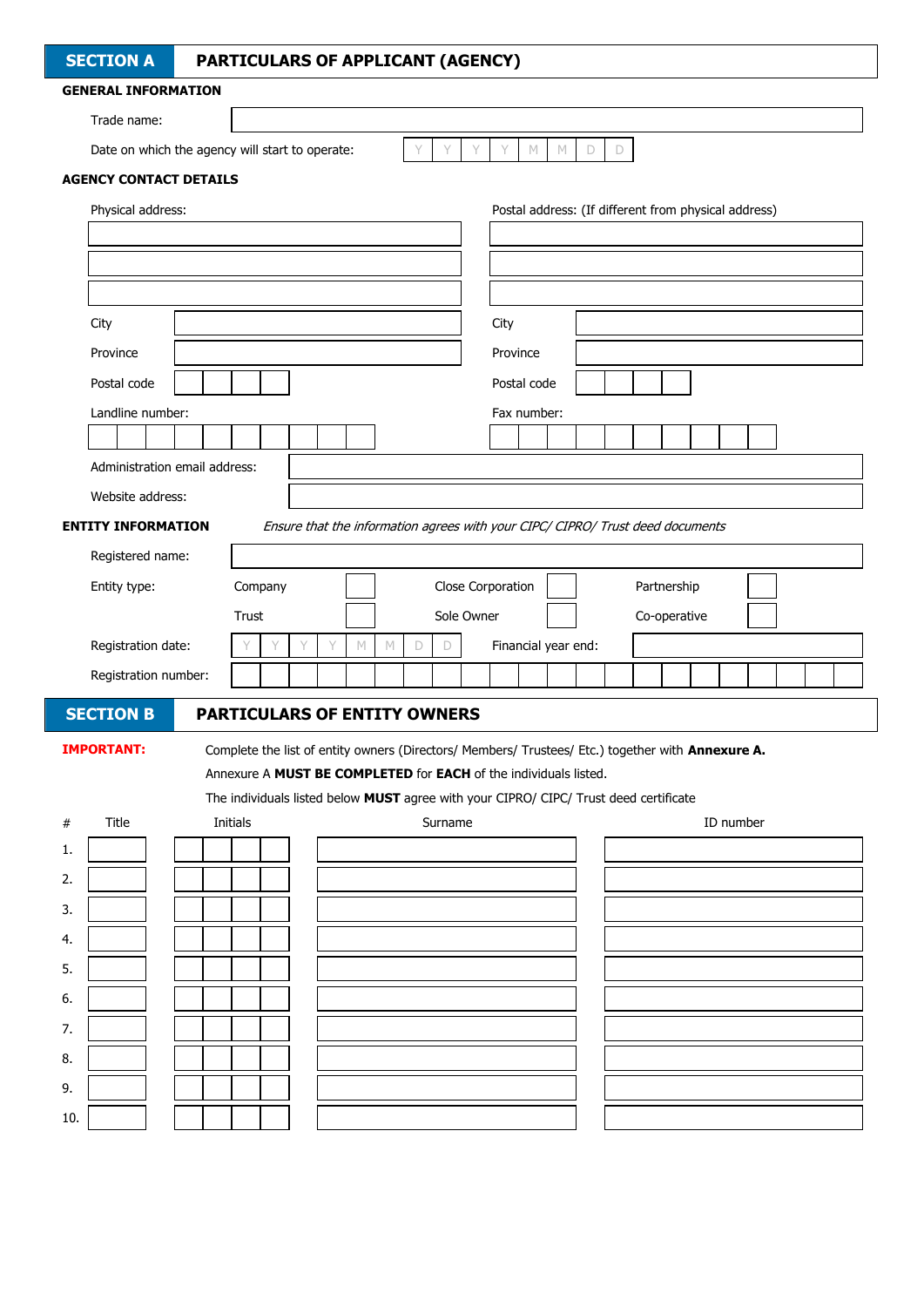## SECTION A — PARTICULARS OF APPLICANT (AGENCY)

### GENERAL INFORMATION

Trade name:

Date on which the agency will start to operate: | Y | Y | Y | Y | M | M | D | D |

### AGENCY CONTACT DETAILS

| Physical address: | | Postal address: (If different from physical address) | |
|---|---|---|---|
| | | | |
| | | | |
| | | | |
| City | | City | |
| Province | | Province | |
| Postal code | | Postal code | |
| Landline number: | | Fax number: | |

Administration email address:

Website address:

### ENTITY INFORMATION

*Ensure that the information agrees with your CIPC/ CIPRO/ Trust deed documents*

Registered name:

| Entity type: | Company | ☐ | Close Corporation | ☐ | Partnership | ☐ |
|---|---|---|---|---|---|---|
| | Trust | ☐ | Sole Owner | ☐ | Co-operative | ☐ |

Registration date: | Y | Y | Y | Y | M | M | D | D |

Financial year end:

Registration number:

## SECTION B — PARTICULARS OF ENTITY OWNERS

**IMPORTANT:** Complete the list of entity owners (Directors/ Members/ Trustees/ Etc.) together with **Annexure A.**

Annexure A **MUST BE COMPLETED** for **EACH** of the individuals listed.

The individuals listed below **MUST** agree with your CIPRO/ CIPC/ Trust deed certificate

| # | Title | Initials | Surname | ID number |
|---|---|---|---|---|
| 1. | | | | |
| 2. | | | | |
| 3. | | | | |
| 4. | | | | |
| 5. | | | | |
| 6. | | | | |
| 7. | | | | |
| 8. | | | | |
| 9. | | | | |
| 10. | | | | |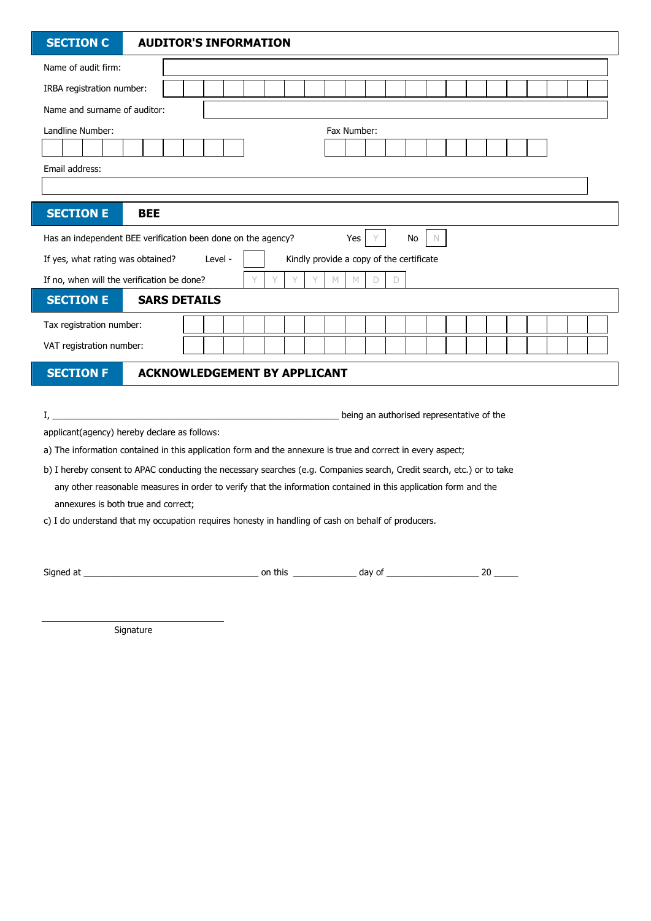## SECTION C AUDITOR'S INFORMATION

Name of audit firm: 

IRBA registration number: 

Name and surname of auditor: 

Landline Number: 

Fax Number: 

Email address: 

## SECTION E BEE

Has an independent BEE verification been done on the agency? Yes Y No N

If yes, what rating was obtained? Level - Kindly provide a copy of the certificate

If no, when will the verification be done? Y Y Y Y M M D D

## SECTION E SARS DETAILS

Tax registration number: 

VAT registration number: 

## SECTION F ACKNOWLEDGEMENT BY APPLICANT

I, ____________________________________________________________ being an authorised representative of the applicant(agency) hereby declare as follows:

a) The information contained in this application form and the annexure is true and correct in every aspect;

b) I hereby consent to APAC conducting the necessary searches (e.g. Companies search, Credit search, etc.) or to take any other reasonable measures in order to verify that the information contained in this application form and the annexures is both true and correct;

c) I do understand that my occupation requires honesty in handling of cash on behalf of producers.

Signed at ____________________________________ on this _____________ day of ___________________ 20 _____

_________________________________
Signature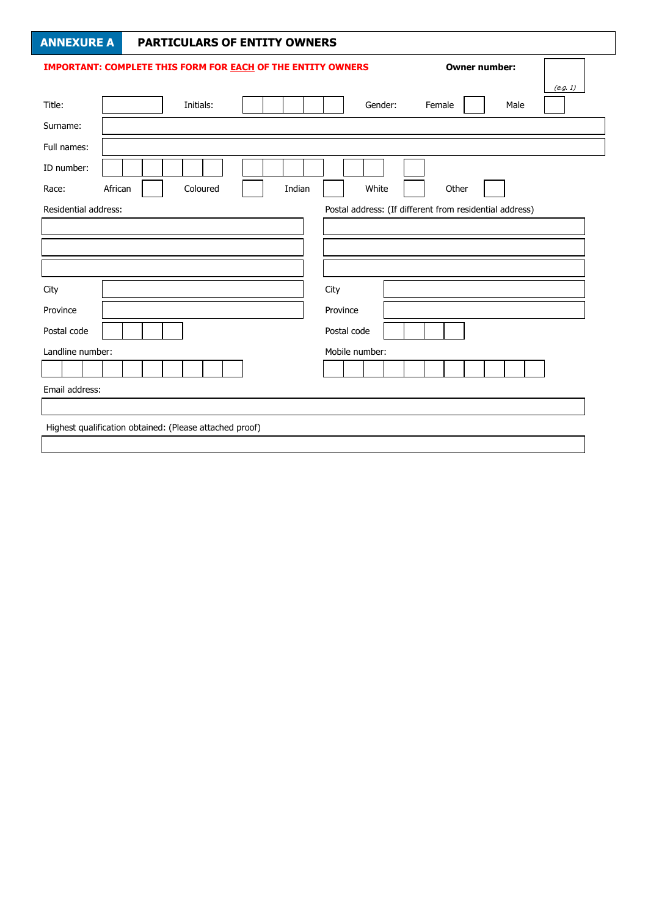## ANNEXURE A — PARTICULARS OF ENTITY OWNERS

**IMPORTANT: COMPLETE THIS FORM FOR EACH OF THE ENTITY OWNERS**

**Owner number:** ______ *(e.g. 1)*

| | | | | | | |
|---|---|---|---|---|---|---|
| Title: | | Initials: | | Gender: | Female ☐ | Male ☐ |

Surname:

Full names:

ID number:

Race: African ☐ Coloured ☐ Indian ☐ White ☐ Other ☐

| Residential address: | Postal address: (If different from residential address) |
|---|---|
| | |
| | |
| | |
| City | City |
| Province | Province |
| Postal code | Postal code |
| Landline number: | Mobile number: |
| | |

Email address:

Highest qualification obtained: (Please attached proof)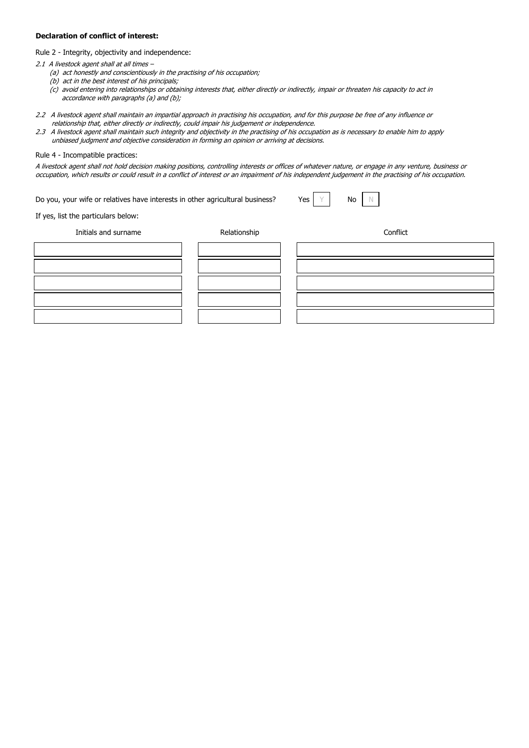**Declaration of conflict of interest:**

Rule 2 - Integrity, objectivity and independence:

*2.1 A livestock agent shall at all times –*

*(a) act honestly and conscientiously in the practising of his occupation;*

*(b) act in the best interest of his principals;*

*(c) avoid entering into relationships or obtaining interests that, either directly or indirectly, impair or threaten his capacity to act in accordance with paragraphs (a) and (b);*

*2.2 A livestock agent shall maintain an impartial approach in practising his occupation, and for this purpose be free of any influence or relationship that, either directly or indirectly, could impair his judgement or independence.*

*2.3 A livestock agent shall maintain such integrity and objectivity in the practising of his occupation as is necessary to enable him to apply unbiased judgment and objective consideration in forming an opinion or arriving at decisions.*

Rule 4 - Incompatible practices:

*A livestock agent shall not hold decision making positions, controlling interests or offices of whatever nature, or engage in any venture, business or occupation, which results or could result in a conflict of interest or an impairment of his independent judgement in the practising of his occupation.*

Do you, your wife or relatives have interests in other agricultural business? Yes Y No N

If yes, list the particulars below:

| Initials and surname | Relationship | Conflict |
|---|---|---|
| | | |
| | | |
| | | |
| | | |
| | | |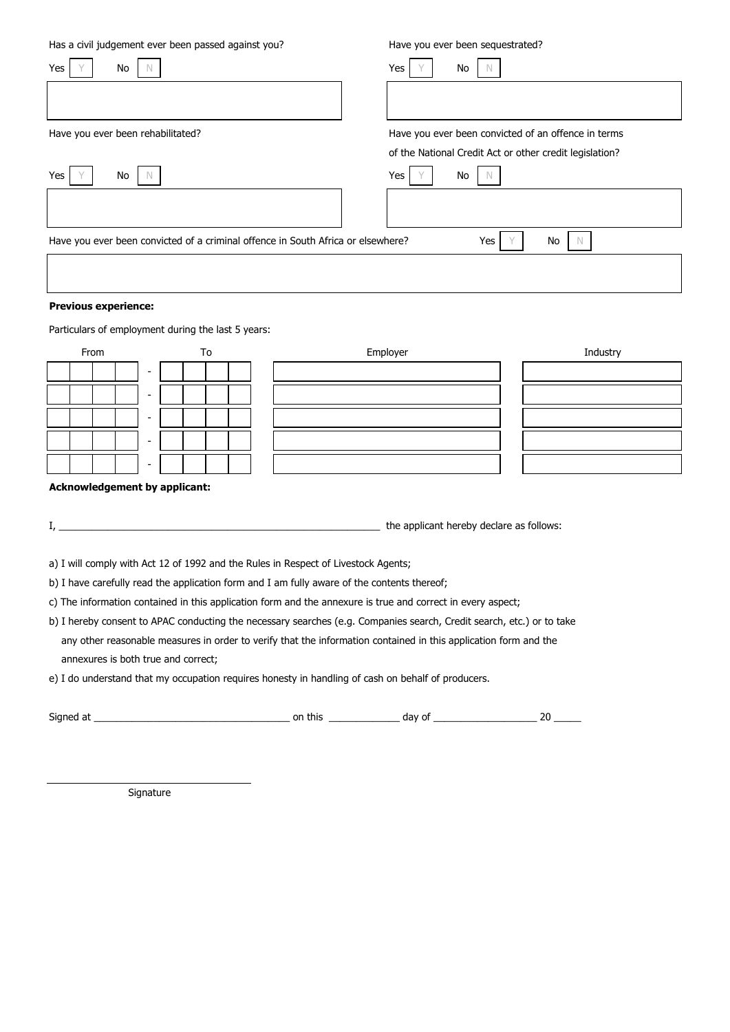Has a civil judgement ever been passed against you?

Yes [ Y ] No [ N ]

Have you ever been sequestrated?

Yes [ Y ] No [ N ]

Have you ever been rehabilitated?

Yes [ Y ] No [ N ]

Have you ever been convicted of an offence in terms of the National Credit Act or other credit legislation?

Yes [ Y ] No [ N ]

Have you ever been convicted of a criminal offence in South Africa or elsewhere? Yes [ Y ] No [ N ]

**Previous experience:**

Particulars of employment during the last 5 years:

| From | To | Employer | Industry |
|---|---|---|---|
| - | | | |
| - | | | |
| - | | | |
| - | | | |
| - | | | |

**Acknowledgement by applicant:**

I, ____________________________________________________________ the applicant hereby declare as follows:

a) I will comply with Act 12 of 1992 and the Rules in Respect of Livestock Agents;

b) I have carefully read the application form and I am fully aware of the contents thereof;

c) The information contained in this application form and the annexure is true and correct in every aspect;

b) I hereby consent to APAC conducting the necessary searches (e.g. Companies search, Credit search, etc.) or to take any other reasonable measures in order to verify that the information contained in this application form and the annexures is both true and correct;

e) I do understand that my occupation requires honesty in handling of cash on behalf of producers.

Signed at ___________________________________ on this _____________ day of ___________________ 20 _____

Signature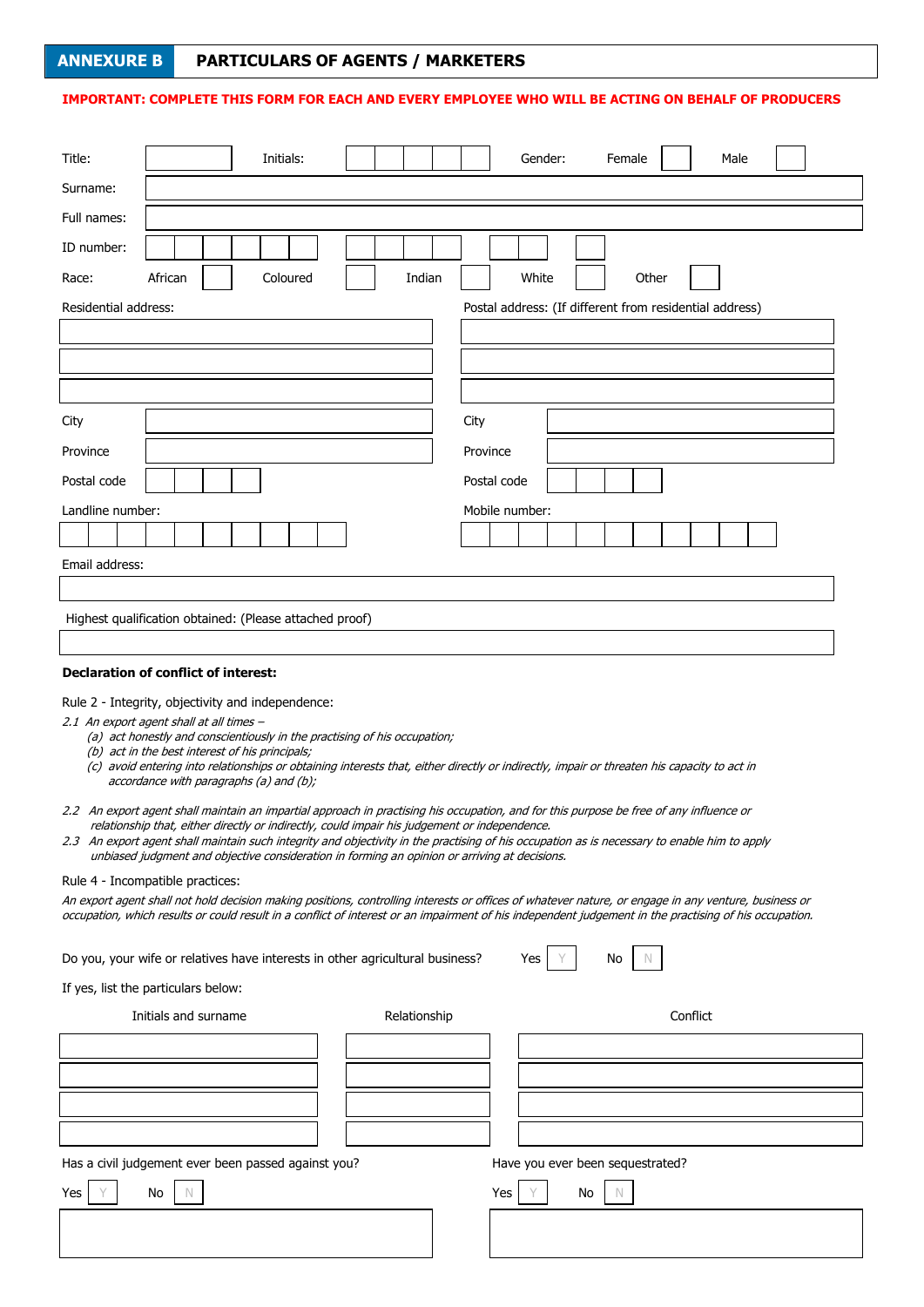## ANNEXURE B PARTICULARS OF AGENTS / MARKETERS

**IMPORTANT: COMPLETE THIS FORM FOR EACH AND EVERY EMPLOYEE WHO WILL BE ACTING ON BEHALF OF PRODUCERS**

Title: ______ Initials: ______ Gender: Female ☐ Male ☐

Surname: ______

Full names: ______

ID number: ______

Race: African ☐ Coloured ☐ Indian ☐ White ☐ Other ☐

| Residential address: | Postal address: (If different from residential address) |
|---|---|
| | |
| | |
| | |
| City | City |
| Province | Province |
| Postal code | Postal code |

Landline number: ______ Mobile number: ______

Email address:

______

Highest qualification obtained: (Please attached proof)

______

**Declaration of conflict of interest:**

Rule 2 - Integrity, objectivity and independence:

*2.1 An export agent shall at all times –*

*(a) act honestly and conscientiously in the practising of his occupation;*
*(b) act in the best interest of his principals;*
*(c) avoid entering into relationships or obtaining interests that, either directly or indirectly, impair or threaten his capacity to act in accordance with paragraphs (a) and (b);*

*2.2 An export agent shall maintain an impartial approach in practising his occupation, and for this purpose be free of any influence or relationship that, either directly or indirectly, could impair his judgement or independence.*

*2.3 An export agent shall maintain such integrity and objectivity in the practising of his occupation as is necessary to enable him to apply unbiased judgment and objective consideration in forming an opinion or arriving at decisions.*

Rule 4 - Incompatible practices:

*An export agent shall not hold decision making positions, controlling interests or offices of whatever nature, or engage in any venture, business or occupation, which results or could result in a conflict of interest or an impairment of his independent judgement in the practising of his occupation.*

Do you, your wife or relatives have interests in other agricultural business? Yes ☐ Y No ☐ N

If yes, list the particulars below:

| Initials and surname | Relationship | Conflict |
|---|---|---|
| | | |
| | | |
| | | |
| | | |

| Has a civil judgement ever been passed against you? | Have you ever been sequestrated? |
|---|---|
| Yes ☐ Y No ☐ N | Yes ☐ Y No ☐ N |
| | |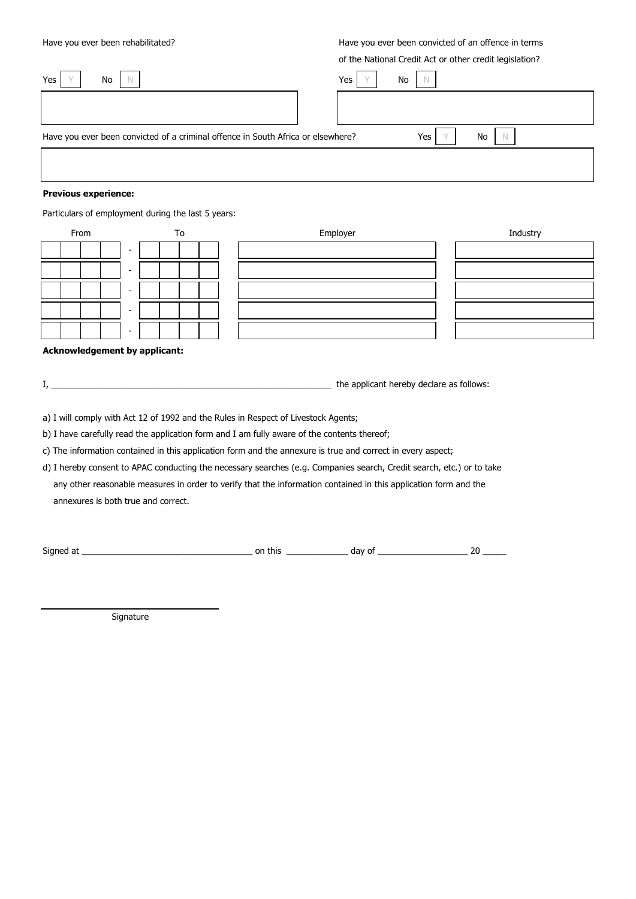Have you ever been rehabilitated?

Yes Y No N

Have you ever been convicted of an offence in terms of the National Credit Act or other credit legislation?

Yes Y No N

Have you ever been convicted of a criminal offence in South Africa or elsewhere? Yes Y No N

**Previous experience:**

Particulars of employment during the last 5 years:

| From | | To | Employer | Industry |
|---|---|---|---|---|
| | - | | | |
| | - | | | |
| | - | | | |
| | - | | | |
| | - | | | |

**Acknowledgement by applicant:**

I, ____________________________________________________________ the applicant hereby declare as follows:

a) I will comply with Act 12 of 1992 and the Rules in Respect of Livestock Agents;

b) I have carefully read the application form and I am fully aware of the contents thereof;

c) The information contained in this application form and the annexure is true and correct in every aspect;

d) I hereby consent to APAC conducting the necessary searches (e.g. Companies search, Credit search, etc.) or to take any other reasonable measures in order to verify that the information contained in this application form and the annexures is both true and correct.

Signed at ____________________________________ on this _____________ day of ___________________ 20 _____

____________________________________

Signature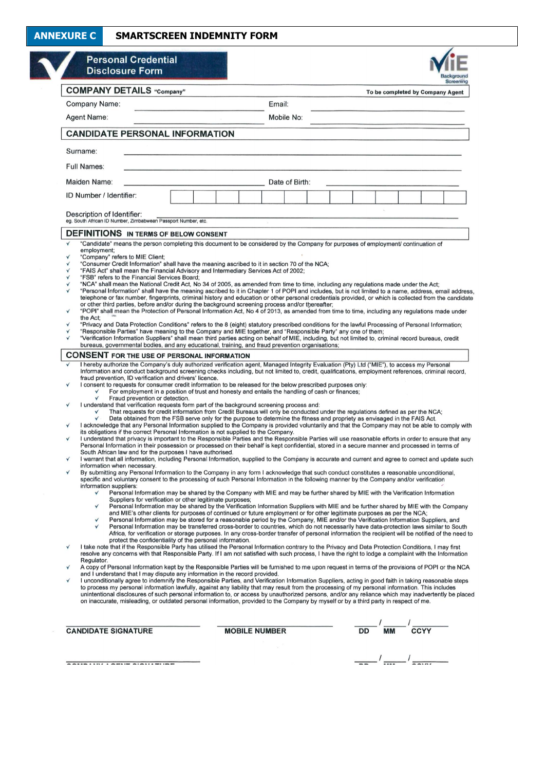## ANNEXURE C SMARTSCREEN INDEMNITY FORM

# Personal Credential Disclosure Form

MIE Background Screening

## COMPANY DETAILS "Company"

To be completed by Company Agent

Company Name: ______________________ Email: ______________________

Agent Name: ______________________ Mobile No: ______________________

## CANDIDATE PERSONAL INFORMATION

Surname: ______________________

Full Names: ______________________

Maiden Name: ______________________ Date of Birth: ______________________

ID Number / Identifier: | | | | | | | | | | | | | |

Description of Identifier: ______________________
eg. South African ID Number, Zimbabwean Passport Number, etc.

## DEFINITIONS IN TERMS OF BELOW CONSENT

- ✓ "Candidate" means the person completing this document to be considered by the Company for purposes of employment/ continuation of employment;
- ✓ "Company" refers to MIE Client;
- ✓ "Consumer Credit Information" shall have the meaning ascribed to it in section 70 of the NCA;
- ✓ "FAIS Act" shall mean the Financial Advisory and Intermediary Services Act of 2002;
- ✓ "FSB" refers to the Financial Services Board;
- ✓ "NCA" shall mean the National Credit Act, No 34 of 2005, as amended from time to time, including any regulations made under the Act;
- ✓ "Personal Information" shall have the meaning ascribed to it in Chapter 1 of POPI and includes, but is not limited to a name, address, email address, telephone or fax number, fingerprints, criminal history and education or other personal credentials provided, or which is collected from the candidate or other third parties, before and/or during the background screening process and/or thereafter;
- ✓ "POPI" shall mean the Protection of Personal Information Act, No 4 of 2013, as amended from time to time, including any regulations made under the Act;
- ✓ "Privacy and Data Protection Conditions" refers to the 8 (eight) statutory prescribed conditions for the lawful Processing of Personal Information;
- ✓ "Responsible Parties" have meaning to the Company and MIE together, and "Responsible Party" any one of them;
- ✓ "Verification Information Suppliers" shall mean third parties acting on behalf of MIE, including, but not limited to, criminal record bureaus, credit bureaus, governmental bodies, and any educational, training, and fraud prevention organisations;

## CONSENT FOR THE USE OF PERSONAL INFORMATION

- ✓ I hereby authorize the Company's duly authorized verification agent, Managed Integrity Evaluation (Pty) Ltd ("MIE"), to access my Personal Information and conduct background screening checks including, but not limited to, credit, qualifications, employment references, criminal record, fraud prevention, ID verification and drivers' licence.
- ✓ I consent to requests for consumer credit information to be released for the below prescribed purposes only:
  - ✓ For employment in a position of trust and honesty and entails the handling of cash or finances;
  - ✓ Fraud prevention or detection.
- ✓ I understand that verification requests form part of the background screening process and:
  - ✓ That requests for credit information from Credit Bureaus will only be conducted under the regulations defined as per the NCA;
  - ✓ Data obtained from the FSB serve only for the purpose to determine the fitness and propriety as envisaged in the FAIS Act.
- ✓ I acknowledge that any Personal Information supplied to the Company is provided voluntarily and that the Company may not be able to comply with its obligations if the correct Personal Information is not supplied to the Company.
- ✓ I understand that privacy is important to the Responsible Parties and the Responsible Parties will use reasonable efforts in order to ensure that any Personal Information in their possession or processed on their behalf is kept confidential, stored in a secure manner and processed in terms of South African law and for the purposes I have authorised.
- ✓ I warrant that all information, including Personal Information, supplied to the Company is accurate and current and agree to correct and update such information when necessary.
- ✓ By submitting any Personal Information to the Company in any form I acknowledge that such conduct constitutes a reasonable unconditional, specific and voluntary consent to the processing of such Personal Information in the following manner by the Company and/or verification information suppliers:
  - ✓ Personal Information may be shared by the Company with MIE and may be further shared by MIE with the Verification Information Suppliers for verification or other legitimate purposes;
  - ✓ Personal Information may be shared by the Verification Information Suppliers with MIE and be further shared by MIE with the Company and MIE's other clients for purposes of continued or future employment or for other legitimate purposes as per the NCA;
  - ✓ Personal Information may be stored for a reasonable period by the Company, MIE and/or the Verification Information Suppliers, and
  - ✓ Personal Information may be transferred cross-border to countries, which do not necessarily have data-protection laws similar to South Africa, for verification or storage purposes. In any cross-border transfer of personal information the recipient will be notified of the need to protect the confidentiality of the personal information.
- ✓ I take note that if the Responsible Party has utilised the Personal Information contrary to the Privacy and Data Protection Conditions, I may first resolve any concerns with that Responsible Party. If I am not satisfied with such process, I have the right to lodge a complaint with the Information Regulator.
- ✓ A copy of Personal Information kept by the Responsible Parties will be furnished to me upon request in terms of the provisions of POPI or the NCA and I understand that I may dispute any information in the record provided.
- ✓ I unconditionally agree to indemnify the Responsible Parties, and Verification Information Suppliers, acting in good faith in taking reasonable steps to process my personal information lawfully, against any liability that may result from the processing of my personal information. This includes unintentional disclosures of such personal information to, or access by unauthorized persons, and/or any reliance which may inadvertently be placed on inaccurate, misleading, or outdated personal information, provided to the Company by myself or by a third party in respect of me.

______________________ ______________________ ____ / ____ / ______
CANDIDATE SIGNATURE MOBILE NUMBER DD MM CCYY

______________________ ____ / ____ / ______
COMPANY AGENT SIGNATURE DD MM CCYY